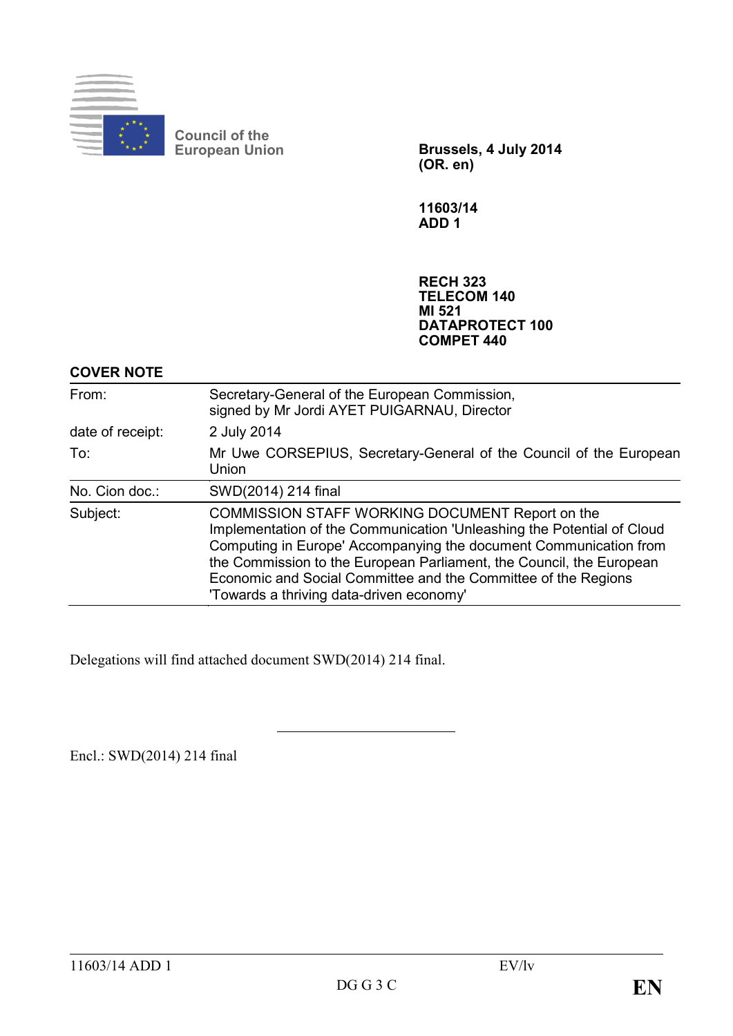Council of the European Union

**Brussels, 4 July 2014**
**(OR. en)**

**11603/14**
**ADD 1**

**RECH 323**
**TELECOM 140**
**MI 521**
**DATAPROTECT 100**
**COMPET 440**

**COVER NOTE**

| | |
|---|---|
| From: | Secretary-General of the European Commission, signed by Mr Jordi AYET PUIGARNAU, Director |
| date of receipt: | 2 July 2014 |
| To: | Mr Uwe CORSEPIUS, Secretary-General of the Council of the European Union |
| No. Cion doc.: | SWD(2014) 214 final |
| Subject: | COMMISSION STAFF WORKING DOCUMENT Report on the Implementation of the Communication 'Unleashing the Potential of Cloud Computing in Europe' Accompanying the document Communication from the Commission to the European Parliament, the Council, the European Economic and Social Committee and the Committee of the Regions 'Towards a thriving data-driven economy' |

Delegations will find attached document SWD(2014) 214 final.

---

Encl.: SWD(2014) 214 final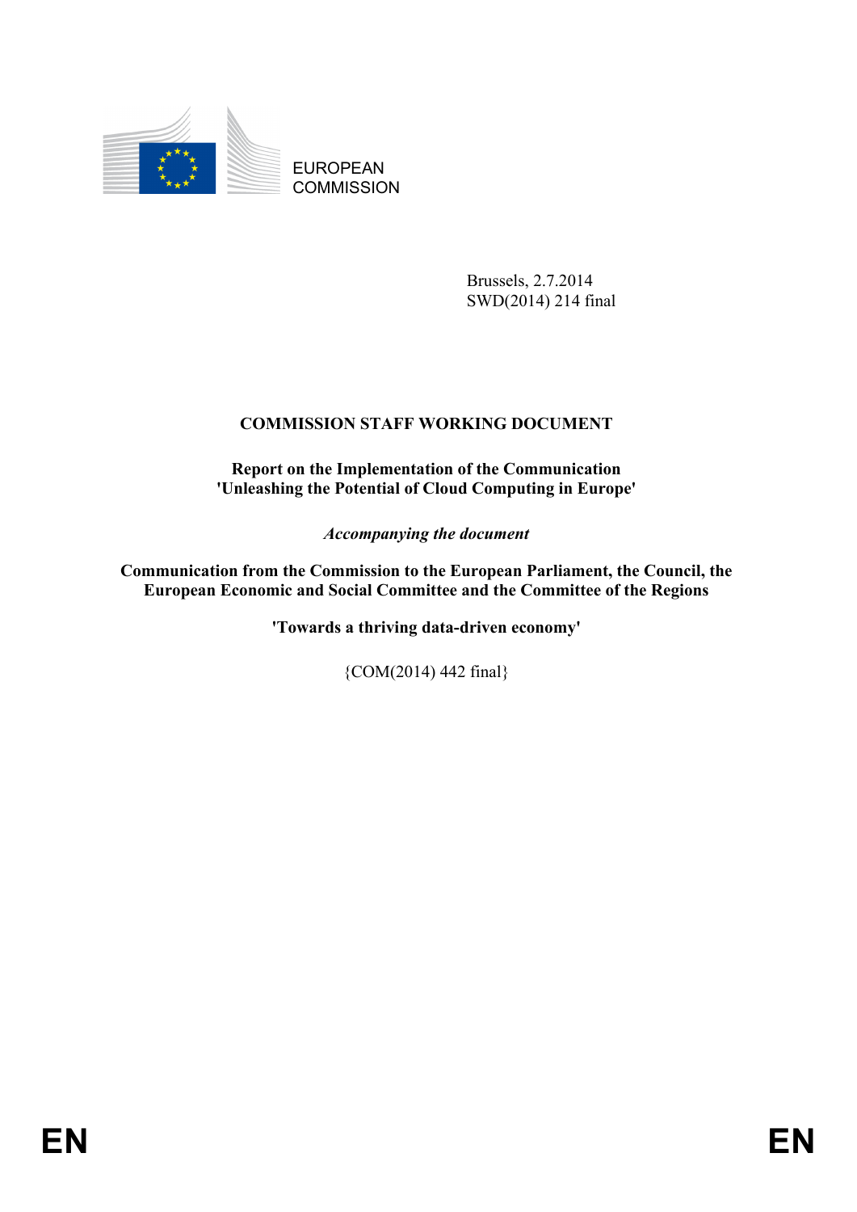EUROPEAN COMMISSION

Brussels, 2.7.2014
SWD(2014) 214 final

# COMMISSION STAFF WORKING DOCUMENT

**Report on the Implementation of the Communication 'Unleashing the Potential of Cloud Computing in Europe'**

*Accompanying the document*

**Communication from the Commission to the European Parliament, the Council, the European Economic and Social Committee and the Committee of the Regions**

**'Towards a thriving data-driven economy'**

{COM(2014) 442 final}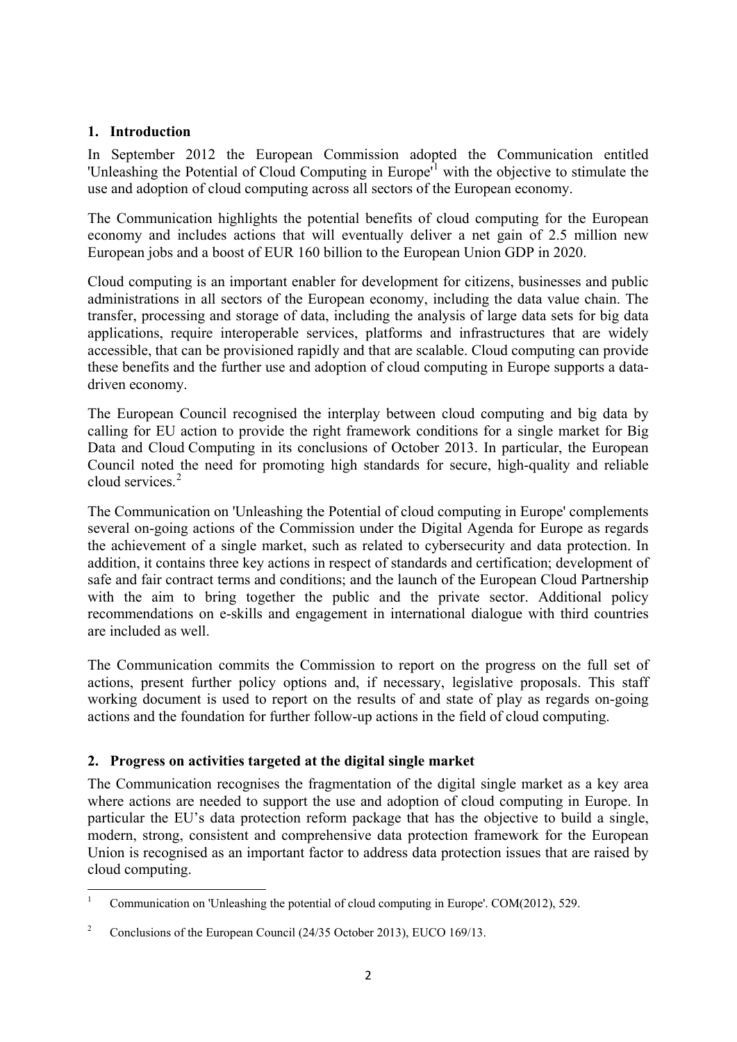## 1. Introduction

In September 2012 the European Commission adopted the Communication entitled 'Unleashing the Potential of Cloud Computing in Europe'[1] with the objective to stimulate the use and adoption of cloud computing across all sectors of the European economy.

The Communication highlights the potential benefits of cloud computing for the European economy and includes actions that will eventually deliver a net gain of 2.5 million new European jobs and a boost of EUR 160 billion to the European Union GDP in 2020.

Cloud computing is an important enabler for development for citizens, businesses and public administrations in all sectors of the European economy, including the data value chain. The transfer, processing and storage of data, including the analysis of large data sets for big data applications, require interoperable services, platforms and infrastructures that are widely accessible, that can be provisioned rapidly and that are scalable. Cloud computing can provide these benefits and the further use and adoption of cloud computing in Europe supports a data-driven economy.

The European Council recognised the interplay between cloud computing and big data by calling for EU action to provide the right framework conditions for a single market for Big Data and Cloud Computing in its conclusions of October 2013. In particular, the European Council noted the need for promoting high standards for secure, high-quality and reliable cloud services.[2]

The Communication on 'Unleashing the Potential of cloud computing in Europe' complements several on-going actions of the Commission under the Digital Agenda for Europe as regards the achievement of a single market, such as related to cybersecurity and data protection. In addition, it contains three key actions in respect of standards and certification; development of safe and fair contract terms and conditions; and the launch of the European Cloud Partnership with the aim to bring together the public and the private sector. Additional policy recommendations on e-skills and engagement in international dialogue with third countries are included as well.

The Communication commits the Commission to report on the progress on the full set of actions, present further policy options and, if necessary, legislative proposals. This staff working document is used to report on the results of and state of play as regards on-going actions and the foundation for further follow-up actions in the field of cloud computing.

## 2. Progress on activities targeted at the digital single market

The Communication recognises the fragmentation of the digital single market as a key area where actions are needed to support the use and adoption of cloud computing in Europe. In particular the EU's data protection reform package that has the objective to build a single, modern, strong, consistent and comprehensive data protection framework for the European Union is recognised as an important factor to address data protection issues that are raised by cloud computing.

---

[1] Communication on 'Unleashing the potential of cloud computing in Europe'. COM(2012), 529.

[2] Conclusions of the European Council (24/35 October 2013), EUCO 169/13.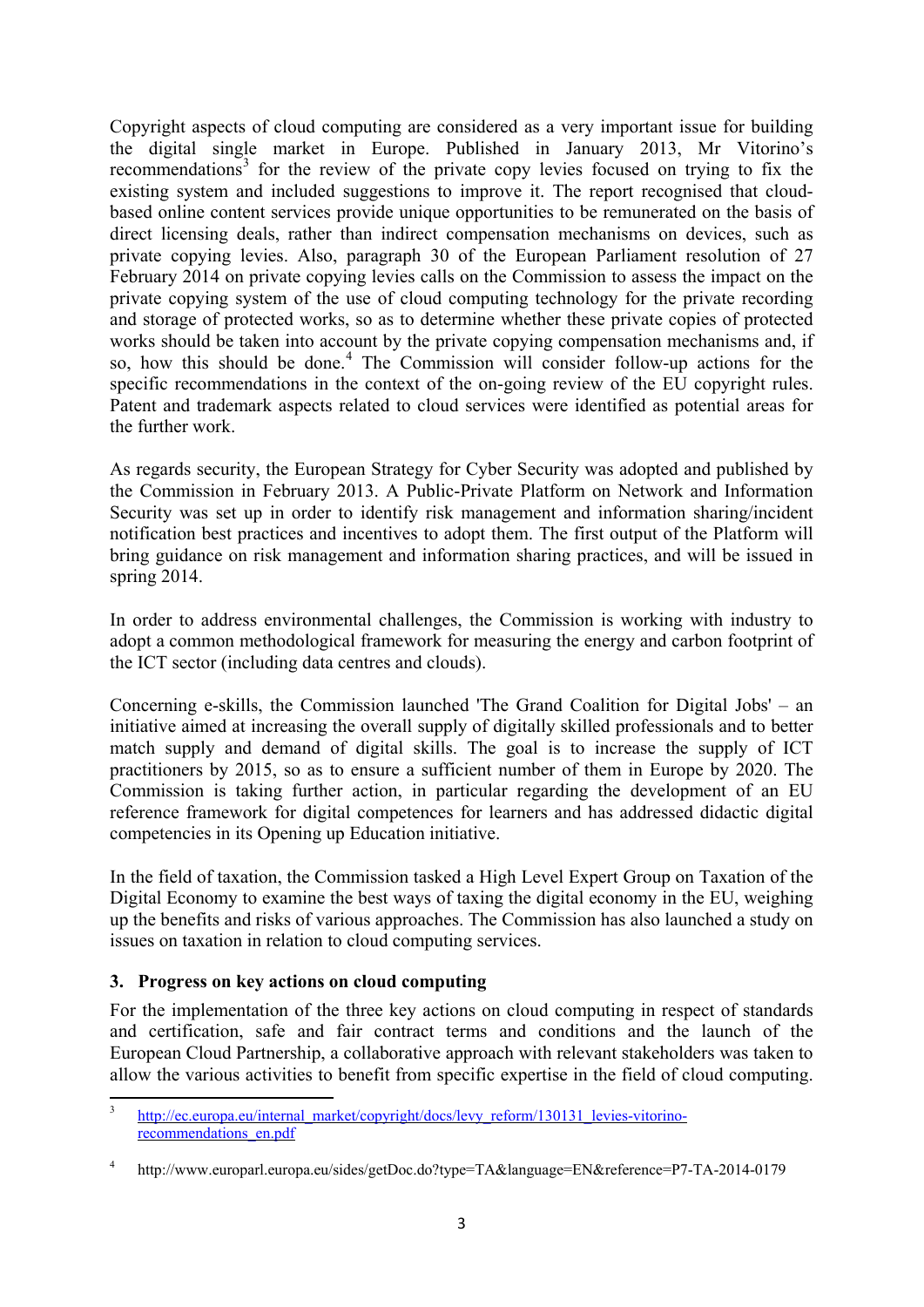Copyright aspects of cloud computing are considered as a very important issue for building the digital single market in Europe. Published in January 2013, Mr Vitorino's recommendations[3] for the review of the private copy levies focused on trying to fix the existing system and included suggestions to improve it. The report recognised that cloud-based online content services provide unique opportunities to be remunerated on the basis of direct licensing deals, rather than indirect compensation mechanisms on devices, such as private copying levies. Also, paragraph 30 of the European Parliament resolution of 27 February 2014 on private copying levies calls on the Commission to assess the impact on the private copying system of the use of cloud computing technology for the private recording and storage of protected works, so as to determine whether these private copies of protected works should be taken into account by the private copying compensation mechanisms and, if so, how this should be done.[4] The Commission will consider follow-up actions for the specific recommendations in the context of the on-going review of the EU copyright rules. Patent and trademark aspects related to cloud services were identified as potential areas for the further work.

As regards security, the European Strategy for Cyber Security was adopted and published by the Commission in February 2013. A Public-Private Platform on Network and Information Security was set up in order to identify risk management and information sharing/incident notification best practices and incentives to adopt them. The first output of the Platform will bring guidance on risk management and information sharing practices, and will be issued in spring 2014.

In order to address environmental challenges, the Commission is working with industry to adopt a common methodological framework for measuring the energy and carbon footprint of the ICT sector (including data centres and clouds).

Concerning e-skills, the Commission launched 'The Grand Coalition for Digital Jobs' – an initiative aimed at increasing the overall supply of digitally skilled professionals and to better match supply and demand of digital skills. The goal is to increase the supply of ICT practitioners by 2015, so as to ensure a sufficient number of them in Europe by 2020. The Commission is taking further action, in particular regarding the development of an EU reference framework for digital competences for learners and has addressed didactic digital competencies in its Opening up Education initiative.

In the field of taxation, the Commission tasked a High Level Expert Group on Taxation of the Digital Economy to examine the best ways of taxing the digital economy in the EU, weighing up the benefits and risks of various approaches. The Commission has also launched a study on issues on taxation in relation to cloud computing services.

## 3. Progress on key actions on cloud computing

For the implementation of the three key actions on cloud computing in respect of standards and certification, safe and fair contract terms and conditions and the launch of the European Cloud Partnership, a collaborative approach with relevant stakeholders was taken to allow the various activities to benefit from specific expertise in the field of cloud computing.

---

[3] http://ec.europa.eu/internal_market/copyright/docs/levy_reform/130131_levies-vitorino-recommendations_en.pdf

[4] http://www.europarl.europa.eu/sides/getDoc.do?type=TA&language=EN&reference=P7-TA-2014-0179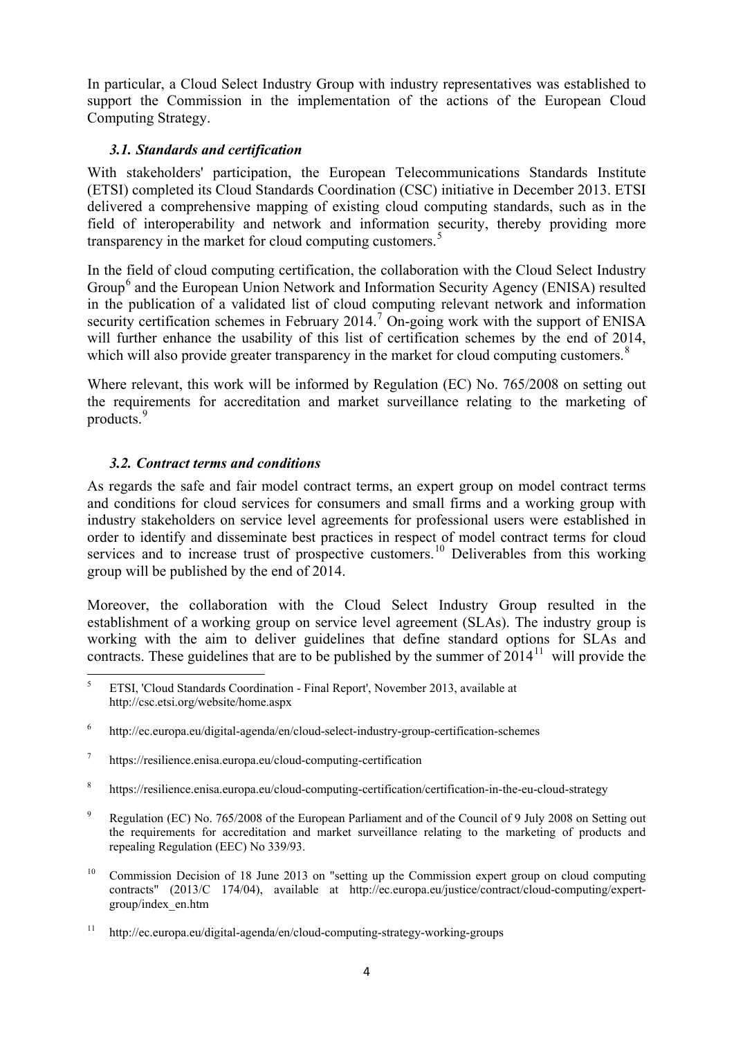In particular, a Cloud Select Industry Group with industry representatives was established to support the Commission in the implementation of the actions of the European Cloud Computing Strategy.

### *3.1. Standards and certification*

With stakeholders' participation, the European Telecommunications Standards Institute (ETSI) completed its Cloud Standards Coordination (CSC) initiative in December 2013. ETSI delivered a comprehensive mapping of existing cloud computing standards, such as in the field of interoperability and network and information security, thereby providing more transparency in the market for cloud computing customers.[5]

In the field of cloud computing certification, the collaboration with the Cloud Select Industry Group[6] and the European Union Network and Information Security Agency (ENISA) resulted in the publication of a validated list of cloud computing relevant network and information security certification schemes in February 2014.[7] On-going work with the support of ENISA will further enhance the usability of this list of certification schemes by the end of 2014, which will also provide greater transparency in the market for cloud computing customers.[8]

Where relevant, this work will be informed by Regulation (EC) No. 765/2008 on setting out the requirements for accreditation and market surveillance relating to the marketing of products.[9]

### *3.2. Contract terms and conditions*

As regards the safe and fair model contract terms, an expert group on model contract terms and conditions for cloud services for consumers and small firms and a working group with industry stakeholders on service level agreements for professional users were established in order to identify and disseminate best practices in respect of model contract terms for cloud services and to increase trust of prospective customers.[10] Deliverables from this working group will be published by the end of 2014.

Moreover, the collaboration with the Cloud Select Industry Group resulted in the establishment of a working group on service level agreement (SLAs). The industry group is working with the aim to deliver guidelines that define standard options for SLAs and contracts. These guidelines that are to be published by the summer of 2014[11] will provide the

---

[5] ETSI, 'Cloud Standards Coordination - Final Report', November 2013, available at http://csc.etsi.org/website/home.aspx

[6] http://ec.europa.eu/digital-agenda/en/cloud-select-industry-group-certification-schemes

[7] https://resilience.enisa.europa.eu/cloud-computing-certification

[8] https://resilience.enisa.europa.eu/cloud-computing-certification/certification-in-the-eu-cloud-strategy

[9] Regulation (EC) No. 765/2008 of the European Parliament and of the Council of 9 July 2008 on Setting out the requirements for accreditation and market surveillance relating to the marketing of products and repealing Regulation (EEC) No 339/93.

[10] Commission Decision of 18 June 2013 on "setting up the Commission expert group on cloud computing contracts" (2013/C 174/04), available at http://ec.europa.eu/justice/contract/cloud-computing/expert-group/index_en.htm

[11] http://ec.europa.eu/digital-agenda/en/cloud-computing-strategy-working-groups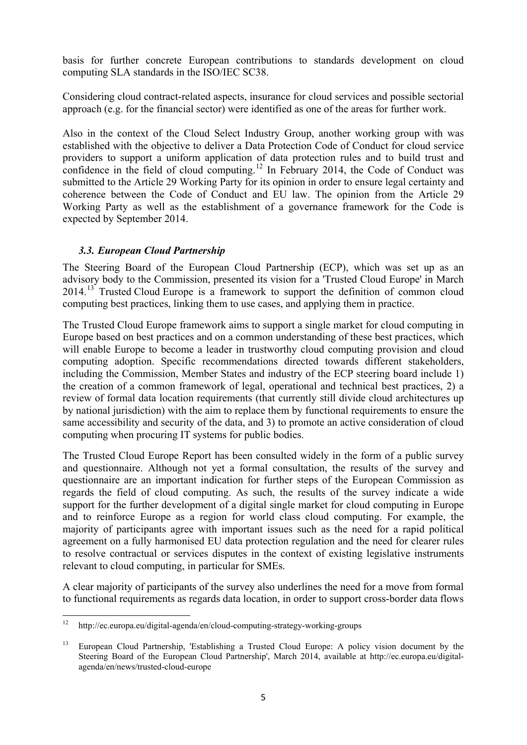basis for further concrete European contributions to standards development on cloud computing SLA standards in the ISO/IEC SC38.

Considering cloud contract-related aspects, insurance for cloud services and possible sectorial approach (e.g. for the financial sector) were identified as one of the areas for further work.

Also in the context of the Cloud Select Industry Group, another working group with was established with the objective to deliver a Data Protection Code of Conduct for cloud service providers to support a uniform application of data protection rules and to build trust and confidence in the field of cloud computing.[12] In February 2014, the Code of Conduct was submitted to the Article 29 Working Party for its opinion in order to ensure legal certainty and coherence between the Code of Conduct and EU law. The opinion from the Article 29 Working Party as well as the establishment of a governance framework for the Code is expected by September 2014.

### *3.3. European Cloud Partnership*

The Steering Board of the European Cloud Partnership (ECP), which was set up as an advisory body to the Commission, presented its vision for a 'Trusted Cloud Europe' in March 2014.[13] Trusted Cloud Europe is a framework to support the definition of common cloud computing best practices, linking them to use cases, and applying them in practice.

The Trusted Cloud Europe framework aims to support a single market for cloud computing in Europe based on best practices and on a common understanding of these best practices, which will enable Europe to become a leader in trustworthy cloud computing provision and cloud computing adoption. Specific recommendations directed towards different stakeholders, including the Commission, Member States and industry of the ECP steering board include 1) the creation of a common framework of legal, operational and technical best practices, 2) a review of formal data location requirements (that currently still divide cloud architectures up by national jurisdiction) with the aim to replace them by functional requirements to ensure the same accessibility and security of the data, and 3) to promote an active consideration of cloud computing when procuring IT systems for public bodies.

The Trusted Cloud Europe Report has been consulted widely in the form of a public survey and questionnaire. Although not yet a formal consultation, the results of the survey and questionnaire are an important indication for further steps of the European Commission as regards the field of cloud computing. As such, the results of the survey indicate a wide support for the further development of a digital single market for cloud computing in Europe and to reinforce Europe as a region for world class cloud computing. For example, the majority of participants agree with important issues such as the need for a rapid political agreement on a fully harmonised EU data protection regulation and the need for clearer rules to resolve contractual or services disputes in the context of existing legislative instruments relevant to cloud computing, in particular for SMEs.

A clear majority of participants of the survey also underlines the need for a move from formal to functional requirements as regards data location, in order to support cross-border data flows

---

[12] http://ec.europa.eu/digital-agenda/en/cloud-computing-strategy-working-groups

[13] European Cloud Partnership, 'Establishing a Trusted Cloud Europe: A policy vision document by the Steering Board of the European Cloud Partnership', March 2014, available at http://ec.europa.eu/digital-agenda/en/news/trusted-cloud-europe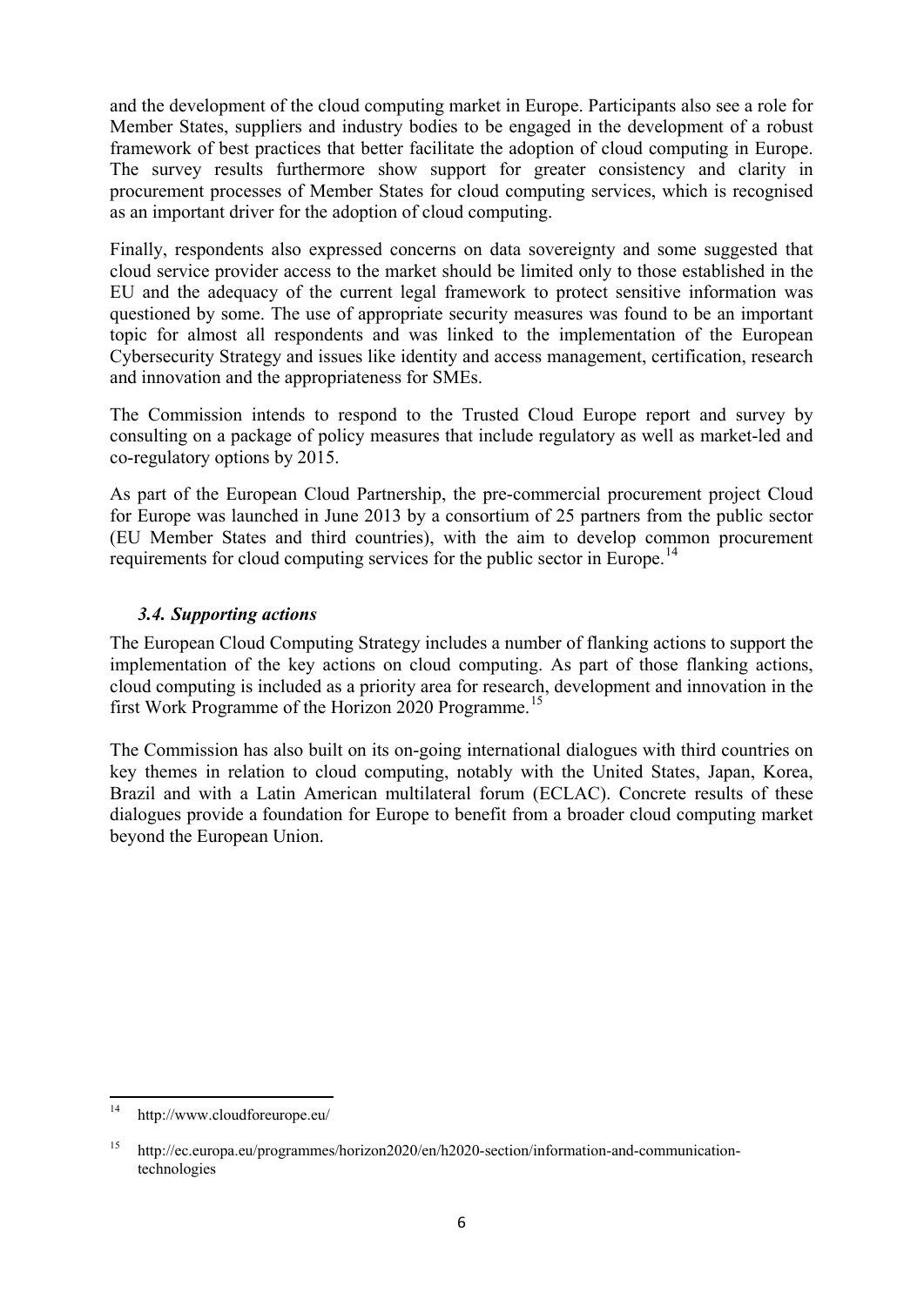and the development of the cloud computing market in Europe. Participants also see a role for Member States, suppliers and industry bodies to be engaged in the development of a robust framework of best practices that better facilitate the adoption of cloud computing in Europe. The survey results furthermore show support for greater consistency and clarity in procurement processes of Member States for cloud computing services, which is recognised as an important driver for the adoption of cloud computing.

Finally, respondents also expressed concerns on data sovereignty and some suggested that cloud service provider access to the market should be limited only to those established in the EU and the adequacy of the current legal framework to protect sensitive information was questioned by some. The use of appropriate security measures was found to be an important topic for almost all respondents and was linked to the implementation of the European Cybersecurity Strategy and issues like identity and access management, certification, research and innovation and the appropriateness for SMEs.

The Commission intends to respond to the Trusted Cloud Europe report and survey by consulting on a package of policy measures that include regulatory as well as market-led and co-regulatory options by 2015.

As part of the European Cloud Partnership, the pre-commercial procurement project Cloud for Europe was launched in June 2013 by a consortium of 25 partners from the public sector (EU Member States and third countries), with the aim to develop common procurement requirements for cloud computing services for the public sector in Europe.[14]

### *3.4. Supporting actions*

The European Cloud Computing Strategy includes a number of flanking actions to support the implementation of the key actions on cloud computing. As part of those flanking actions, cloud computing is included as a priority area for research, development and innovation in the first Work Programme of the Horizon 2020 Programme.[15]

The Commission has also built on its on-going international dialogues with third countries on key themes in relation to cloud computing, notably with the United States, Japan, Korea, Brazil and with a Latin American multilateral forum (ECLAC). Concrete results of these dialogues provide a foundation for Europe to benefit from a broader cloud computing market beyond the European Union.

---

[14] http://www.cloudforeurope.eu/

[15] http://ec.europa.eu/programmes/horizon2020/en/h2020-section/information-and-communication-technologies